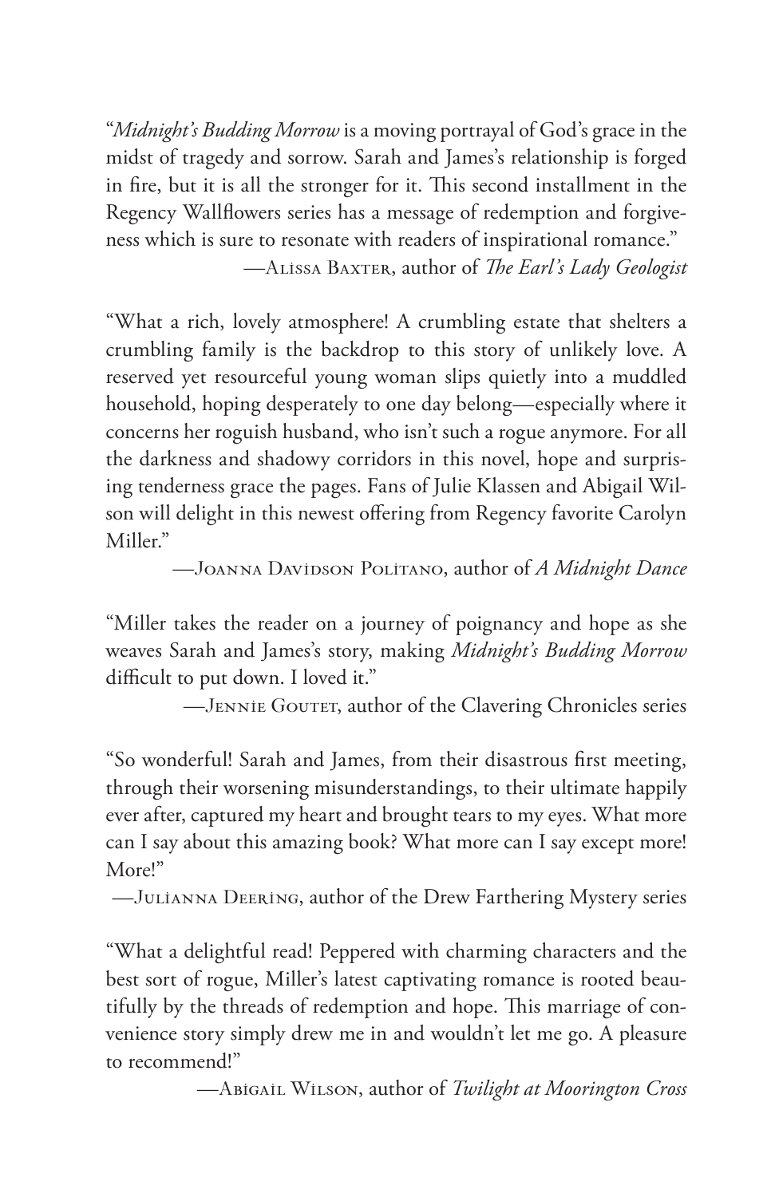"*Midnight's Budding Morrow* is a moving portrayal of God's grace in the midst of tragedy and sorrow. Sarah and James's relationship is forged in fire, but it is all the stronger for it. This second installment in the Regency Wallflowers series has a message of redemption and forgiveness which is sure to resonate with readers of inspirational romance."

—Alissa Baxter, author of *The Earl's Lady Geologist*

"What a rich, lovely atmosphere! A crumbling estate that shelters a crumbling family is the backdrop to this story of unlikely love. A reserved yet resourceful young woman slips quietly into a muddled household, hoping desperately to one day belong—especially where it concerns her roguish husband, who isn't such a rogue anymore. For all the darkness and shadowy corridors in this novel, hope and surprising tenderness grace the pages. Fans of Julie Klassen and Abigail Wilson will delight in this newest offering from Regency favorite Carolyn Miller."

—Joanna Davidson Politano, author of *A Midnight Dance*

"Miller takes the reader on a journey of poignancy and hope as she weaves Sarah and James's story, making *Midnight's Budding Morrow* difficult to put down. I loved it."

—Jennie Goutet, author of the Clavering Chronicles series

"So wonderful! Sarah and James, from their disastrous first meeting, through their worsening misunderstandings, to their ultimate happily ever after, captured my heart and brought tears to my eyes. What more can I say about this amazing book? What more can I say except more! More!"

—Julianna Deering, author of the Drew Farthering Mystery series

"What a delightful read! Peppered with charming characters and the best sort of rogue, Miller's latest captivating romance is rooted beautifully by the threads of redemption and hope. This marriage of convenience story simply drew me in and wouldn't let me go. A pleasure to recommend!"

—Abigail Wilson, author of *Twilight at Moorington Cross*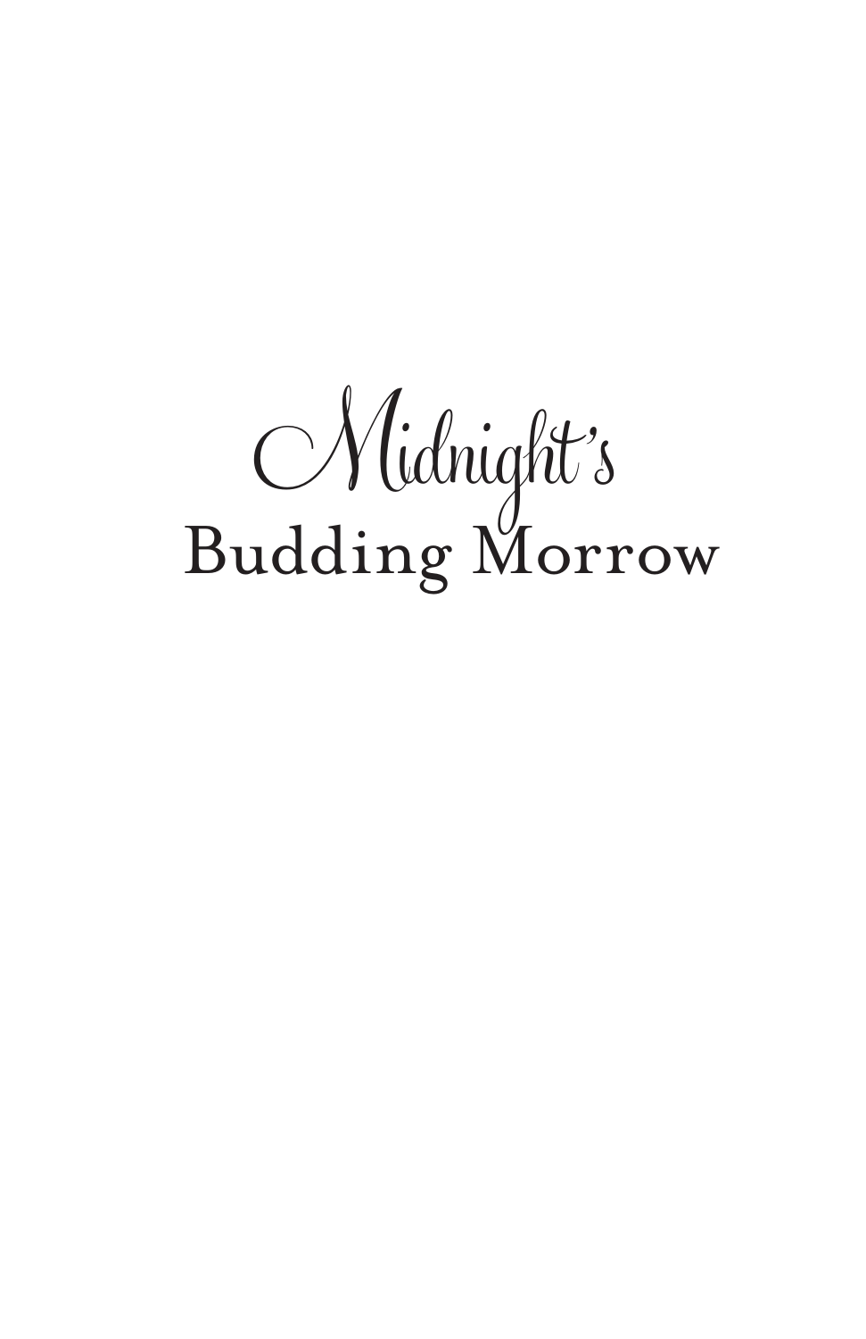# Midnight's Budding Morrow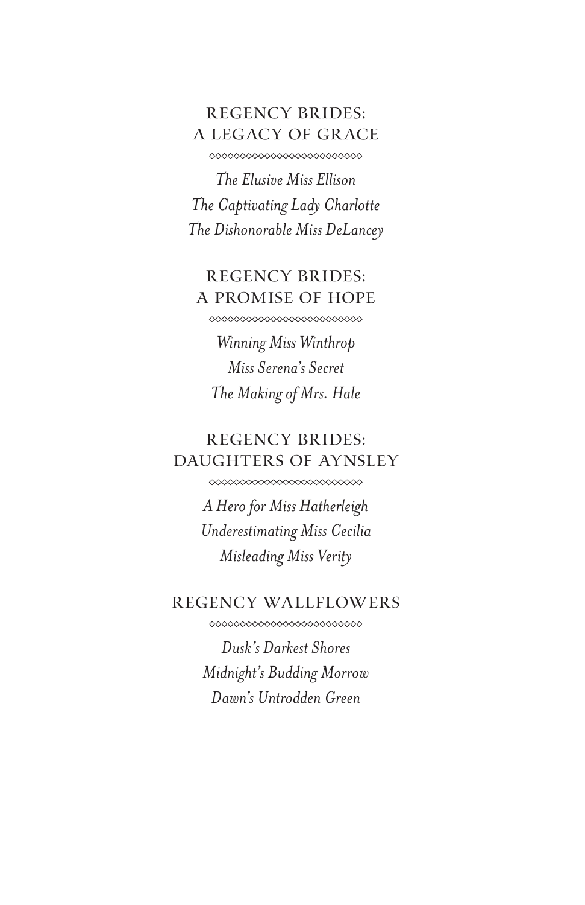## REGENCY BRIDES: A LEGACY OF GRACE

*The Elusive Miss Ellison*
*The Captivating Lady Charlotte*
*The Dishonorable Miss DeLancey*

## REGENCY BRIDES: A PROMISE OF HOPE

*Winning Miss Winthrop*
*Miss Serena's Secret*
*The Making of Mrs. Hale*

## REGENCY BRIDES: DAUGHTERS OF AYNSLEY

*A Hero for Miss Hatherleigh*
*Underestimating Miss Cecilia*
*Misleading Miss Verity*

## REGENCY WALLFLOWERS

*Dusk's Darkest Shores*
*Midnight's Budding Morrow*
*Dawn's Untrodden Green*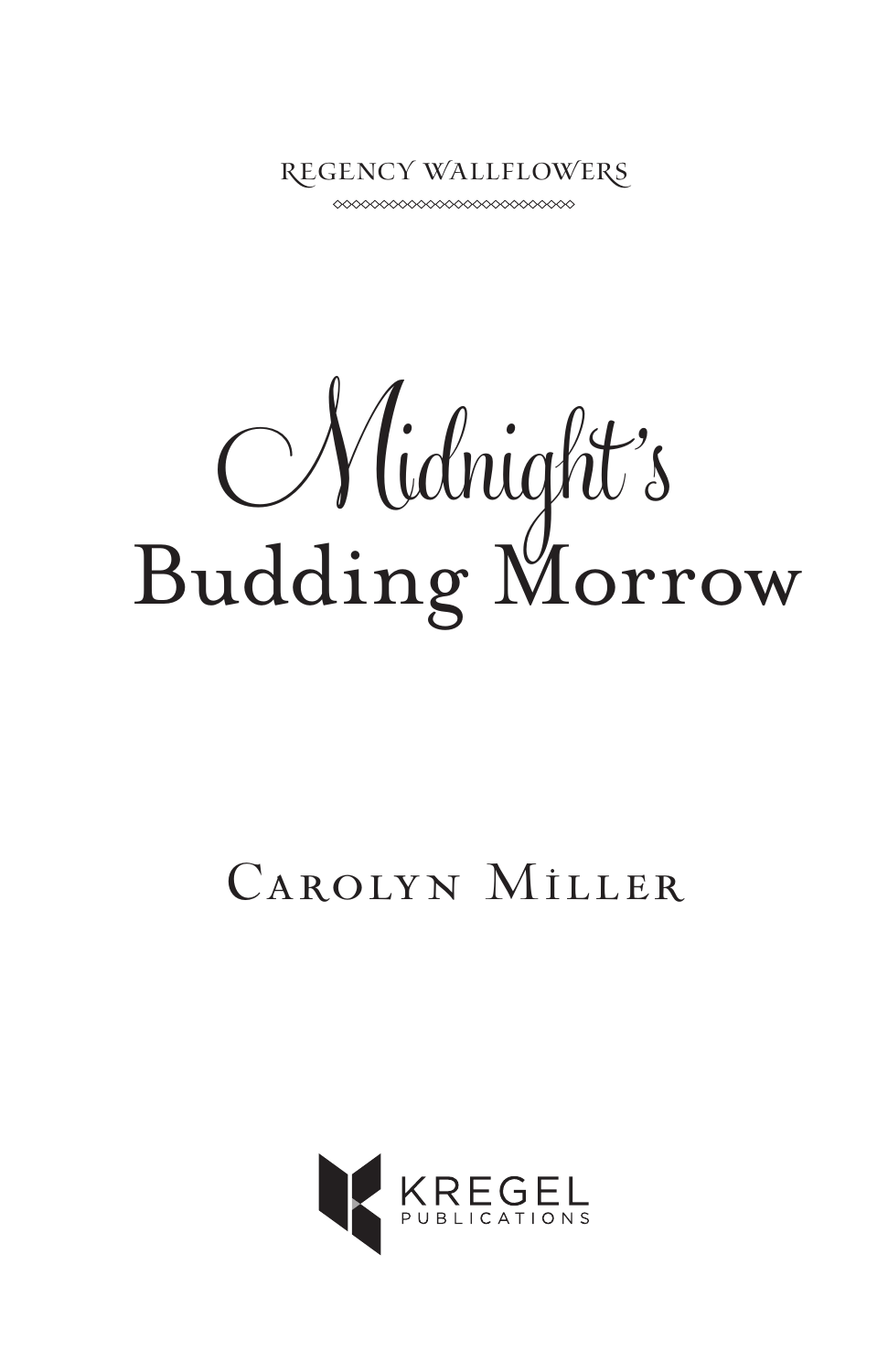REGENCY WALLFLOWERS

# Midnight's Budding Morrow

CAROLYN MILLER

KREGEL PUBLICATIONS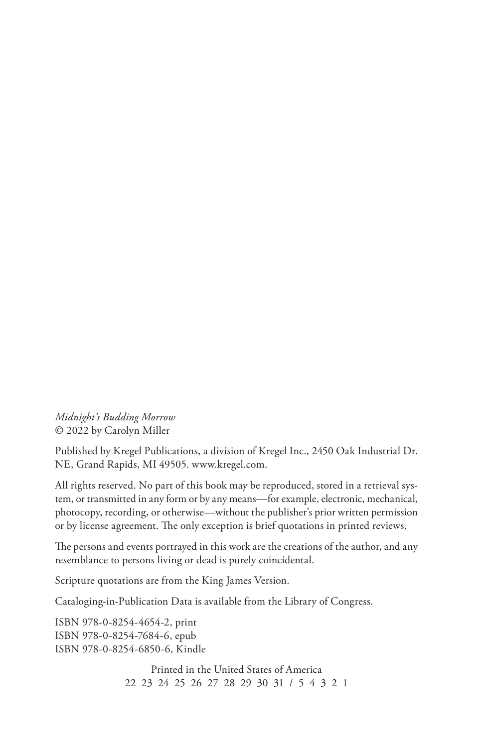*Midnight's Budding Morrow*
© 2022 by Carolyn Miller

Published by Kregel Publications, a division of Kregel Inc., 2450 Oak Industrial Dr. NE, Grand Rapids, MI 49505. www.kregel.com.

All rights reserved. No part of this book may be reproduced, stored in a retrieval system, or transmitted in any form or by any means—for example, electronic, mechanical, photocopy, recording, or otherwise—without the publisher's prior written permission or by license agreement. The only exception is brief quotations in printed reviews.

The persons and events portrayed in this work are the creations of the author, and any resemblance to persons living or dead is purely coincidental.

Scripture quotations are from the King James Version.

Cataloging-in-Publication Data is available from the Library of Congress.

ISBN 978-0-8254-4654-2, print
ISBN 978-0-8254-7684-6, epub
ISBN 978-0-8254-6850-6, Kindle

Printed in the United States of America
22 23 24 25 26 27 28 29 30 31 / 5 4 3 2 1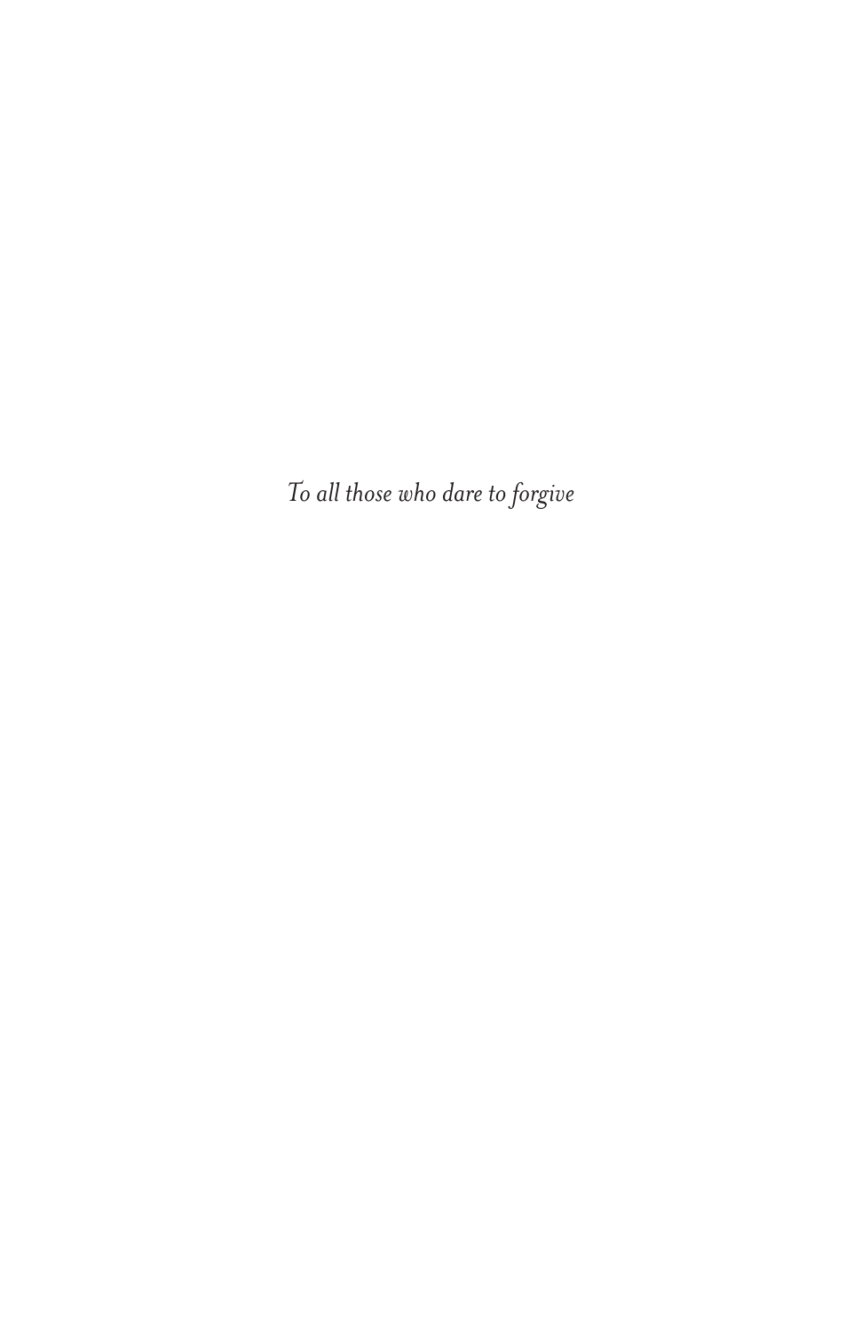*To all those who dare to forgive*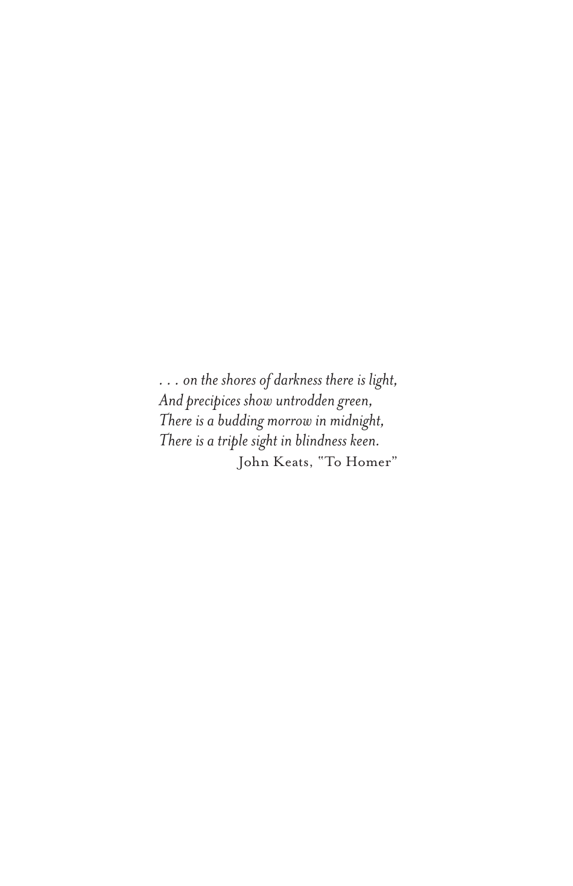*. . . on the shores of darkness there is light,*
*And precipices show untrodden green,*
*There is a budding morrow in midnight,*
*There is a triple sight in blindness keen.*

John Keats, "To Homer"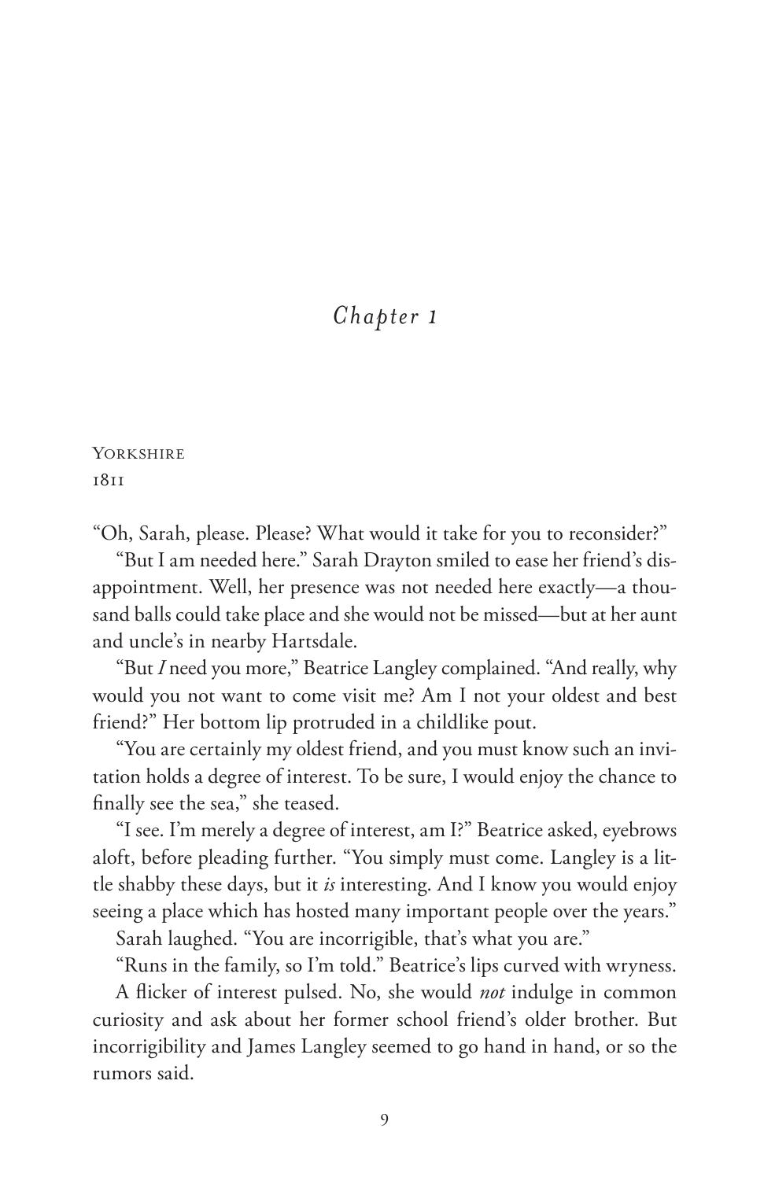# *Chapter 1*

Yorkshire
1811

"Oh, Sarah, please. Please? What would it take for you to reconsider?"

"But I am needed here." Sarah Drayton smiled to ease her friend's disappointment. Well, her presence was not needed here exactly—a thousand balls could take place and she would not be missed—but at her aunt and uncle's in nearby Hartsdale.

"But *I* need you more," Beatrice Langley complained. "And really, why would you not want to come visit me? Am I not your oldest and best friend?" Her bottom lip protruded in a childlike pout.

"You are certainly my oldest friend, and you must know such an invitation holds a degree of interest. To be sure, I would enjoy the chance to finally see the sea," she teased.

"I see. I'm merely a degree of interest, am I?" Beatrice asked, eyebrows aloft, before pleading further. "You simply must come. Langley is a little shabby these days, but it *is* interesting. And I know you would enjoy seeing a place which has hosted many important people over the years."

Sarah laughed. "You are incorrigible, that's what you are."

"Runs in the family, so I'm told." Beatrice's lips curved with wryness.

A flicker of interest pulsed. No, she would *not* indulge in common curiosity and ask about her former school friend's older brother. But incorrigibility and James Langley seemed to go hand in hand, or so the rumors said.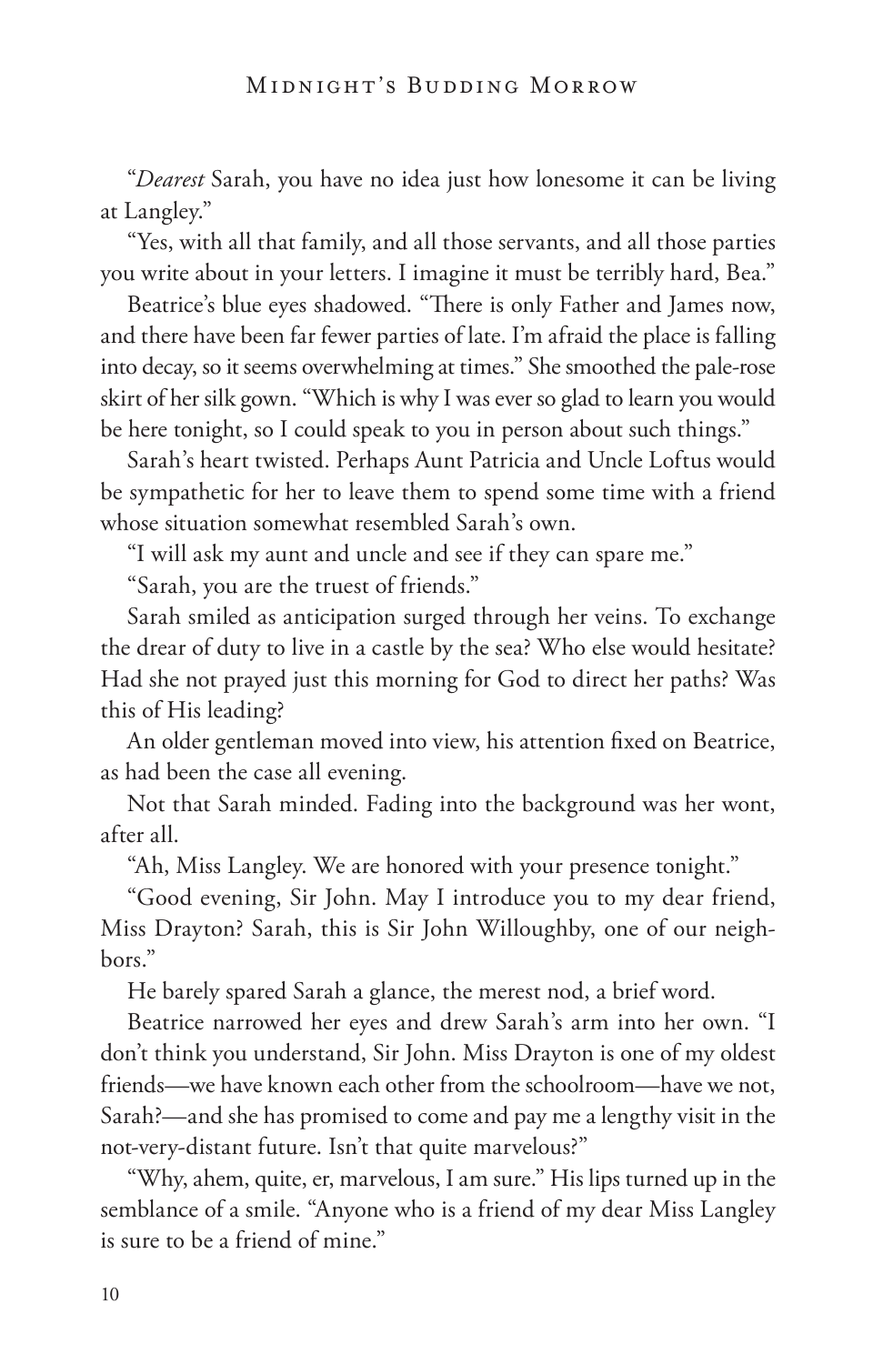"*Dearest* Sarah, you have no idea just how lonesome it can be living at Langley."

"Yes, with all that family, and all those servants, and all those parties you write about in your letters. I imagine it must be terribly hard, Bea."

Beatrice's blue eyes shadowed. "There is only Father and James now, and there have been far fewer parties of late. I'm afraid the place is falling into decay, so it seems overwhelming at times." She smoothed the pale-rose skirt of her silk gown. "Which is why I was ever so glad to learn you would be here tonight, so I could speak to you in person about such things."

Sarah's heart twisted. Perhaps Aunt Patricia and Uncle Loftus would be sympathetic for her to leave them to spend some time with a friend whose situation somewhat resembled Sarah's own.

"I will ask my aunt and uncle and see if they can spare me."

"Sarah, you are the truest of friends."

Sarah smiled as anticipation surged through her veins. To exchange the drear of duty to live in a castle by the sea? Who else would hesitate? Had she not prayed just this morning for God to direct her paths? Was this of His leading?

An older gentleman moved into view, his attention fixed on Beatrice, as had been the case all evening.

Not that Sarah minded. Fading into the background was her wont, after all.

"Ah, Miss Langley. We are honored with your presence tonight."

"Good evening, Sir John. May I introduce you to my dear friend, Miss Drayton? Sarah, this is Sir John Willoughby, one of our neighbors."

He barely spared Sarah a glance, the merest nod, a brief word.

Beatrice narrowed her eyes and drew Sarah's arm into her own. "I don't think you understand, Sir John. Miss Drayton is one of my oldest friends—we have known each other from the schoolroom—have we not, Sarah?—and she has promised to come and pay me a lengthy visit in the not-very-distant future. Isn't that quite marvelous?"

"Why, ahem, quite, er, marvelous, I am sure." His lips turned up in the semblance of a smile. "Anyone who is a friend of my dear Miss Langley is sure to be a friend of mine."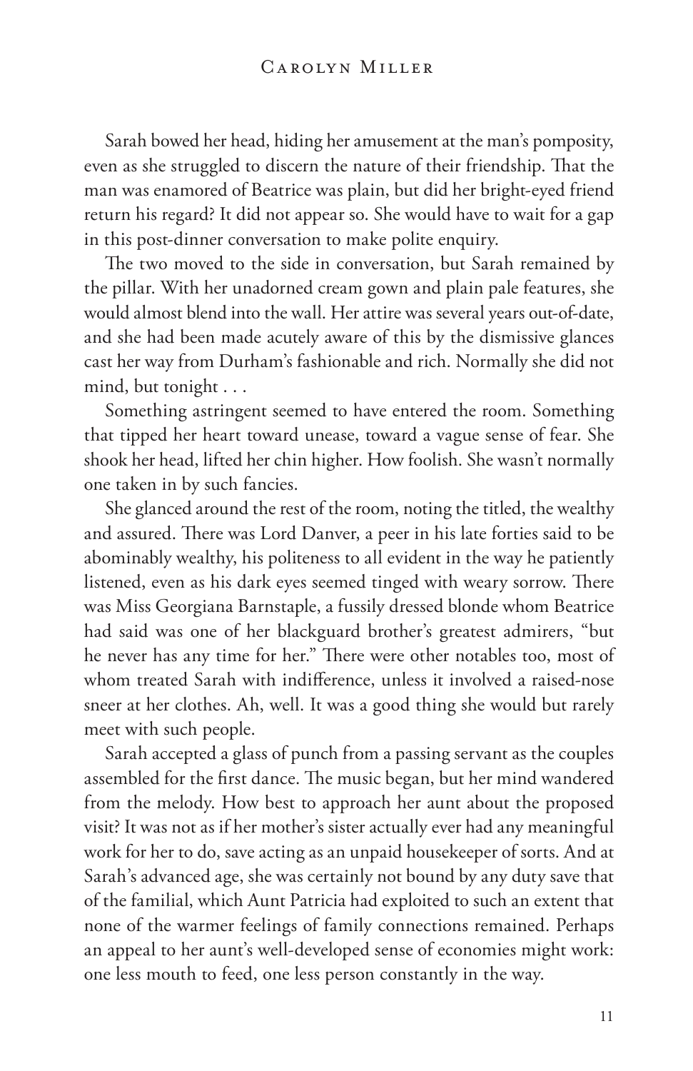Sarah bowed her head, hiding her amusement at the man's pomposity, even as she struggled to discern the nature of their friendship. That the man was enamored of Beatrice was plain, but did her bright-eyed friend return his regard? It did not appear so. She would have to wait for a gap in this post-dinner conversation to make polite enquiry.

The two moved to the side in conversation, but Sarah remained by the pillar. With her unadorned cream gown and plain pale features, she would almost blend into the wall. Her attire was several years out-of-date, and she had been made acutely aware of this by the dismissive glances cast her way from Durham's fashionable and rich. Normally she did not mind, but tonight . . .

Something astringent seemed to have entered the room. Something that tipped her heart toward unease, toward a vague sense of fear. She shook her head, lifted her chin higher. How foolish. She wasn't normally one taken in by such fancies.

She glanced around the rest of the room, noting the titled, the wealthy and assured. There was Lord Danver, a peer in his late forties said to be abominably wealthy, his politeness to all evident in the way he patiently listened, even as his dark eyes seemed tinged with weary sorrow. There was Miss Georgiana Barnstaple, a fussily dressed blonde whom Beatrice had said was one of her blackguard brother's greatest admirers, "but he never has any time for her." There were other notables too, most of whom treated Sarah with indifference, unless it involved a raised-nose sneer at her clothes. Ah, well. It was a good thing she would but rarely meet with such people.

Sarah accepted a glass of punch from a passing servant as the couples assembled for the first dance. The music began, but her mind wandered from the melody. How best to approach her aunt about the proposed visit? It was not as if her mother's sister actually ever had any meaningful work for her to do, save acting as an unpaid housekeeper of sorts. And at Sarah's advanced age, she was certainly not bound by any duty save that of the familial, which Aunt Patricia had exploited to such an extent that none of the warmer feelings of family connections remained. Perhaps an appeal to her aunt's well-developed sense of economies might work: one less mouth to feed, one less person constantly in the way.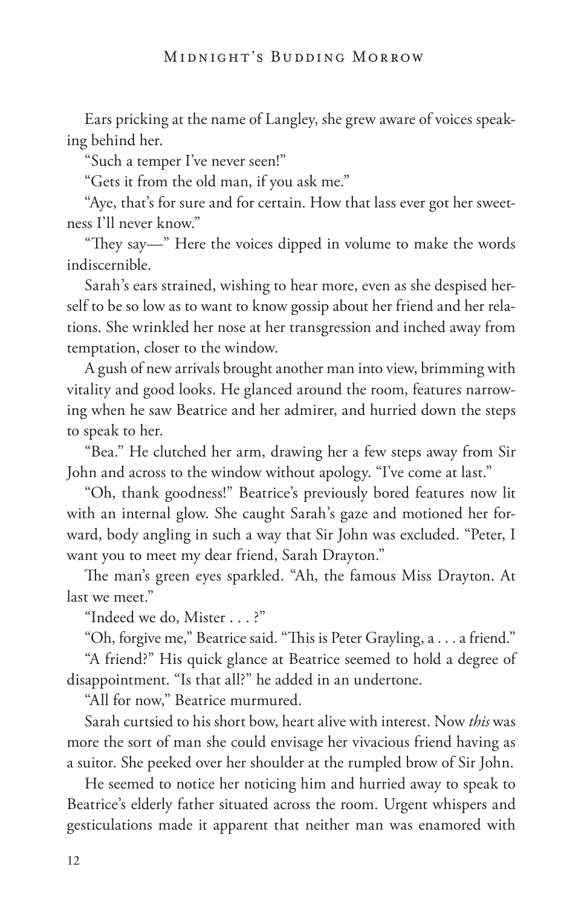Ears pricking at the name of Langley, she grew aware of voices speaking behind her.

"Such a temper I've never seen!"

"Gets it from the old man, if you ask me."

"Aye, that's for sure and for certain. How that lass ever got her sweetness I'll never know."

"They say—" Here the voices dipped in volume to make the words indiscernible.

Sarah's ears strained, wishing to hear more, even as she despised herself to be so low as to want to know gossip about her friend and her relations. She wrinkled her nose at her transgression and inched away from temptation, closer to the window.

A gush of new arrivals brought another man into view, brimming with vitality and good looks. He glanced around the room, features narrowing when he saw Beatrice and her admirer, and hurried down the steps to speak to her.

"Bea." He clutched her arm, drawing her a few steps away from Sir John and across to the window without apology. "I've come at last."

"Oh, thank goodness!" Beatrice's previously bored features now lit with an internal glow. She caught Sarah's gaze and motioned her forward, body angling in such a way that Sir John was excluded. "Peter, I want you to meet my dear friend, Sarah Drayton."

The man's green eyes sparkled. "Ah, the famous Miss Drayton. At last we meet."

"Indeed we do, Mister . . . ?"

"Oh, forgive me," Beatrice said. "This is Peter Grayling, a . . . a friend."

"A friend?" His quick glance at Beatrice seemed to hold a degree of disappointment. "Is that all?" he added in an undertone.

"All for now," Beatrice murmured.

Sarah curtsied to his short bow, heart alive with interest. Now *this* was more the sort of man she could envisage her vivacious friend having as a suitor. She peeked over her shoulder at the rumpled brow of Sir John.

He seemed to notice her noticing him and hurried away to speak to Beatrice's elderly father situated across the room. Urgent whispers and gesticulations made it apparent that neither man was enamored with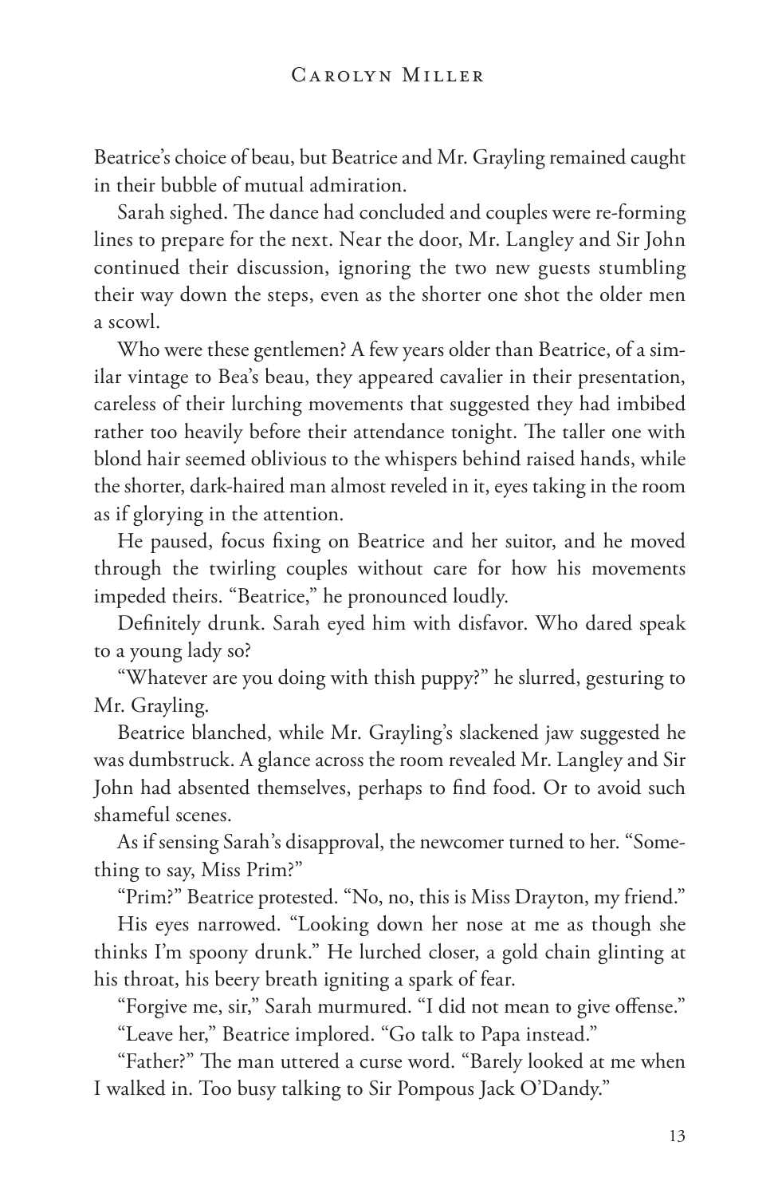Beatrice's choice of beau, but Beatrice and Mr. Grayling remained caught in their bubble of mutual admiration.

Sarah sighed. The dance had concluded and couples were re-forming lines to prepare for the next. Near the door, Mr. Langley and Sir John continued their discussion, ignoring the two new guests stumbling their way down the steps, even as the shorter one shot the older men a scowl.

Who were these gentlemen? A few years older than Beatrice, of a similar vintage to Bea's beau, they appeared cavalier in their presentation, careless of their lurching movements that suggested they had imbibed rather too heavily before their attendance tonight. The taller one with blond hair seemed oblivious to the whispers behind raised hands, while the shorter, dark-haired man almost reveled in it, eyes taking in the room as if glorying in the attention.

He paused, focus fixing on Beatrice and her suitor, and he moved through the twirling couples without care for how his movements impeded theirs. "Beatrice," he pronounced loudly.

Definitely drunk. Sarah eyed him with disfavor. Who dared speak to a young lady so?

"Whatever are you doing with thish puppy?" he slurred, gesturing to Mr. Grayling.

Beatrice blanched, while Mr. Grayling's slackened jaw suggested he was dumbstruck. A glance across the room revealed Mr. Langley and Sir John had absented themselves, perhaps to find food. Or to avoid such shameful scenes.

As if sensing Sarah's disapproval, the newcomer turned to her. "Something to say, Miss Prim?"

"Prim?" Beatrice protested. "No, no, this is Miss Drayton, my friend."

His eyes narrowed. "Looking down her nose at me as though she thinks I'm spoony drunk." He lurched closer, a gold chain glinting at his throat, his beery breath igniting a spark of fear.

"Forgive me, sir," Sarah murmured. "I did not mean to give offense."

"Leave her," Beatrice implored. "Go talk to Papa instead."

"Father?" The man uttered a curse word. "Barely looked at me when I walked in. Too busy talking to Sir Pompous Jack O'Dandy."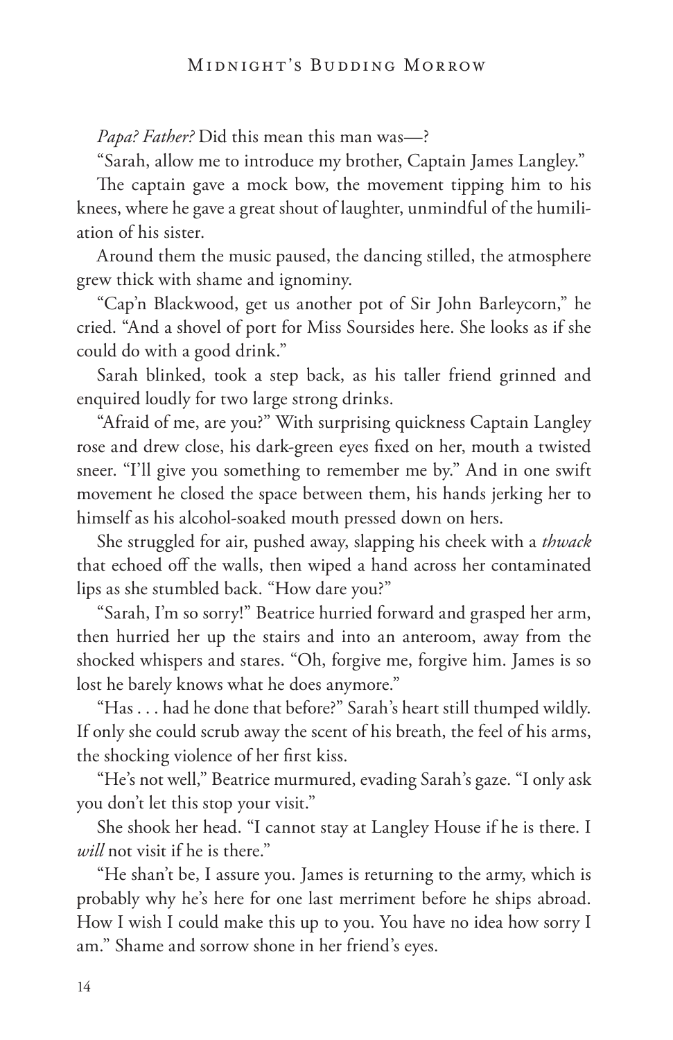*Papa? Father?* Did this mean this man was—?

"Sarah, allow me to introduce my brother, Captain James Langley."

The captain gave a mock bow, the movement tipping him to his knees, where he gave a great shout of laughter, unmindful of the humiliation of his sister.

Around them the music paused, the dancing stilled, the atmosphere grew thick with shame and ignominy.

"Cap'n Blackwood, get us another pot of Sir John Barleycorn," he cried. "And a shovel of port for Miss Soursides here. She looks as if she could do with a good drink."

Sarah blinked, took a step back, as his taller friend grinned and enquired loudly for two large strong drinks.

"Afraid of me, are you?" With surprising quickness Captain Langley rose and drew close, his dark-green eyes fixed on her, mouth a twisted sneer. "I'll give you something to remember me by." And in one swift movement he closed the space between them, his hands jerking her to himself as his alcohol-soaked mouth pressed down on hers.

She struggled for air, pushed away, slapping his cheek with a *thwack* that echoed off the walls, then wiped a hand across her contaminated lips as she stumbled back. "How dare you?"

"Sarah, I'm so sorry!" Beatrice hurried forward and grasped her arm, then hurried her up the stairs and into an anteroom, away from the shocked whispers and stares. "Oh, forgive me, forgive him. James is so lost he barely knows what he does anymore."

"Has . . . had he done that before?" Sarah's heart still thumped wildly. If only she could scrub away the scent of his breath, the feel of his arms, the shocking violence of her first kiss.

"He's not well," Beatrice murmured, evading Sarah's gaze. "I only ask you don't let this stop your visit."

She shook her head. "I cannot stay at Langley House if he is there. I *will* not visit if he is there."

"He shan't be, I assure you. James is returning to the army, which is probably why he's here for one last merriment before he ships abroad. How I wish I could make this up to you. You have no idea how sorry I am." Shame and sorrow shone in her friend's eyes.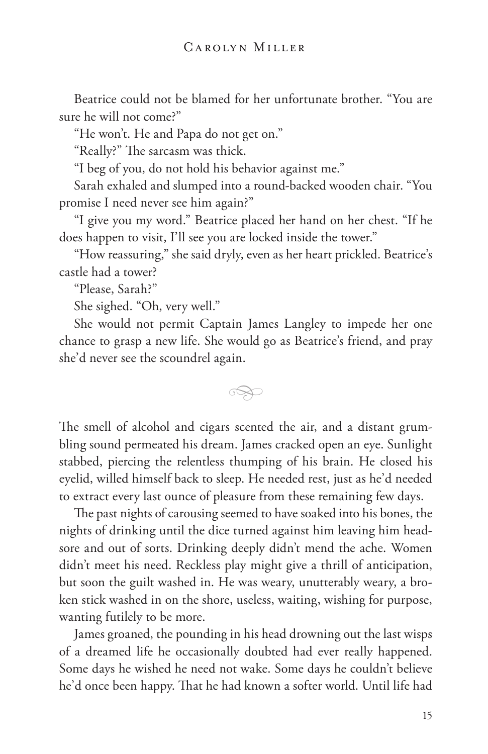Beatrice could not be blamed for her unfortunate brother. "You are sure he will not come?"

"He won't. He and Papa do not get on."

"Really?" The sarcasm was thick.

"I beg of you, do not hold his behavior against me."

Sarah exhaled and slumped into a round-backed wooden chair. "You promise I need never see him again?"

"I give you my word." Beatrice placed her hand on her chest. "If he does happen to visit, I'll see you are locked inside the tower."

"How reassuring," she said dryly, even as her heart prickled. Beatrice's castle had a tower?

"Please, Sarah?"

She sighed. "Oh, very well."

She would not permit Captain James Langley to impede her one chance to grasp a new life. She would go as Beatrice's friend, and pray she'd never see the scoundrel again.

---

The smell of alcohol and cigars scented the air, and a distant grumbling sound permeated his dream. James cracked open an eye. Sunlight stabbed, piercing the relentless thumping of his brain. He closed his eyelid, willed himself back to sleep. He needed rest, just as he'd needed to extract every last ounce of pleasure from these remaining few days.

The past nights of carousing seemed to have soaked into his bones, the nights of drinking until the dice turned against him leaving him headsore and out of sorts. Drinking deeply didn't mend the ache. Women didn't meet his need. Reckless play might give a thrill of anticipation, but soon the guilt washed in. He was weary, unutterably weary, a broken stick washed in on the shore, useless, waiting, wishing for purpose, wanting futilely to be more.

James groaned, the pounding in his head drowning out the last wisps of a dreamed life he occasionally doubted had ever really happened. Some days he wished he need not wake. Some days he couldn't believe he'd once been happy. That he had known a softer world. Until life had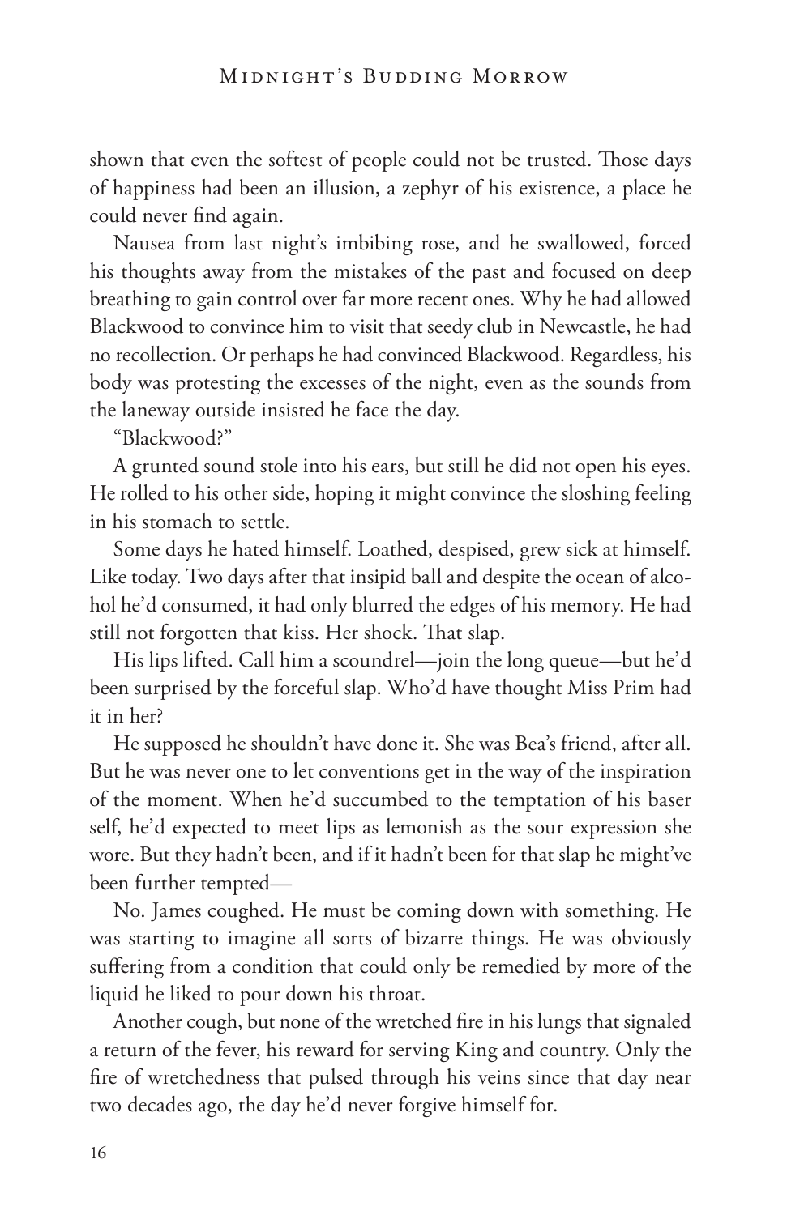shown that even the softest of people could not be trusted. Those days of happiness had been an illusion, a zephyr of his existence, a place he could never find again.

Nausea from last night's imbibing rose, and he swallowed, forced his thoughts away from the mistakes of the past and focused on deep breathing to gain control over far more recent ones. Why he had allowed Blackwood to convince him to visit that seedy club in Newcastle, he had no recollection. Or perhaps he had convinced Blackwood. Regardless, his body was protesting the excesses of the night, even as the sounds from the laneway outside insisted he face the day.

"Blackwood?"

A grunted sound stole into his ears, but still he did not open his eyes. He rolled to his other side, hoping it might convince the sloshing feeling in his stomach to settle.

Some days he hated himself. Loathed, despised, grew sick at himself. Like today. Two days after that insipid ball and despite the ocean of alcohol he'd consumed, it had only blurred the edges of his memory. He had still not forgotten that kiss. Her shock. That slap.

His lips lifted. Call him a scoundrel—join the long queue—but he'd been surprised by the forceful slap. Who'd have thought Miss Prim had it in her?

He supposed he shouldn't have done it. She was Bea's friend, after all. But he was never one to let conventions get in the way of the inspiration of the moment. When he'd succumbed to the temptation of his baser self, he'd expected to meet lips as lemonish as the sour expression she wore. But they hadn't been, and if it hadn't been for that slap he might've been further tempted—

No. James coughed. He must be coming down with something. He was starting to imagine all sorts of bizarre things. He was obviously suffering from a condition that could only be remedied by more of the liquid he liked to pour down his throat.

Another cough, but none of the wretched fire in his lungs that signaled a return of the fever, his reward for serving King and country. Only the fire of wretchedness that pulsed through his veins since that day near two decades ago, the day he'd never forgive himself for.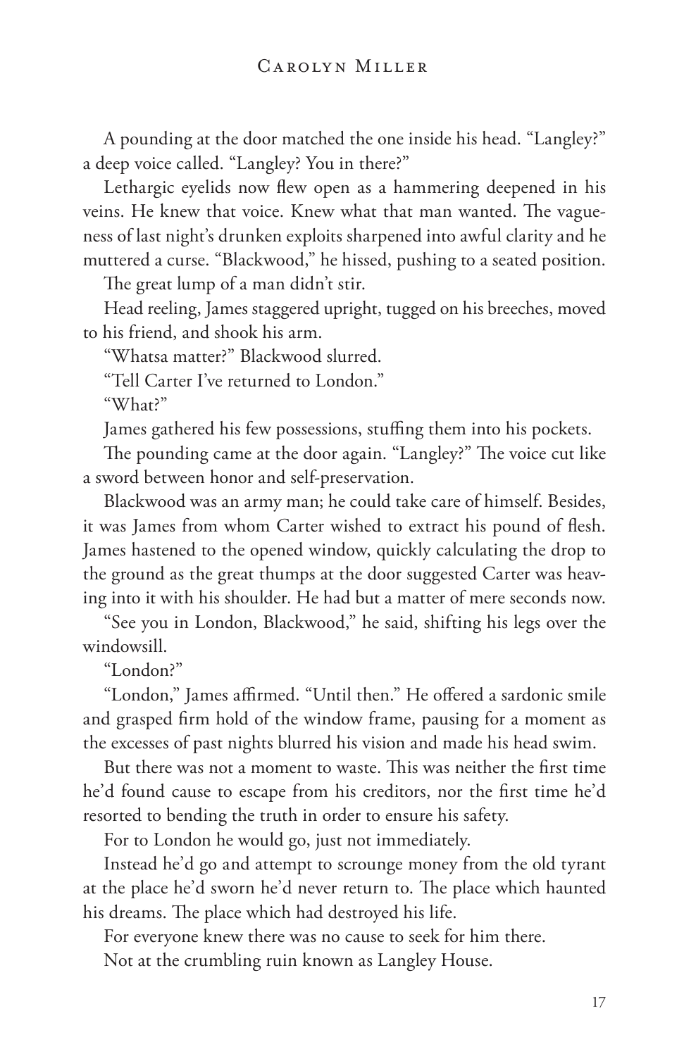A pounding at the door matched the one inside his head. "Langley?" a deep voice called. "Langley? You in there?"

Lethargic eyelids now flew open as a hammering deepened in his veins. He knew that voice. Knew what that man wanted. The vagueness of last night's drunken exploits sharpened into awful clarity and he muttered a curse. "Blackwood," he hissed, pushing to a seated position.

The great lump of a man didn't stir.

Head reeling, James staggered upright, tugged on his breeches, moved to his friend, and shook his arm.

"Whatsa matter?" Blackwood slurred.

"Tell Carter I've returned to London."

"What?"

James gathered his few possessions, stuffing them into his pockets.

The pounding came at the door again. "Langley?" The voice cut like a sword between honor and self-preservation.

Blackwood was an army man; he could take care of himself. Besides, it was James from whom Carter wished to extract his pound of flesh. James hastened to the opened window, quickly calculating the drop to the ground as the great thumps at the door suggested Carter was heaving into it with his shoulder. He had but a matter of mere seconds now.

"See you in London, Blackwood," he said, shifting his legs over the windowsill.

"London?"

"London," James affirmed. "Until then." He offered a sardonic smile and grasped firm hold of the window frame, pausing for a moment as the excesses of past nights blurred his vision and made his head swim.

But there was not a moment to waste. This was neither the first time he'd found cause to escape from his creditors, nor the first time he'd resorted to bending the truth in order to ensure his safety.

For to London he would go, just not immediately.

Instead he'd go and attempt to scrounge money from the old tyrant at the place he'd sworn he'd never return to. The place which haunted his dreams. The place which had destroyed his life.

For everyone knew there was no cause to seek for him there.

Not at the crumbling ruin known as Langley House.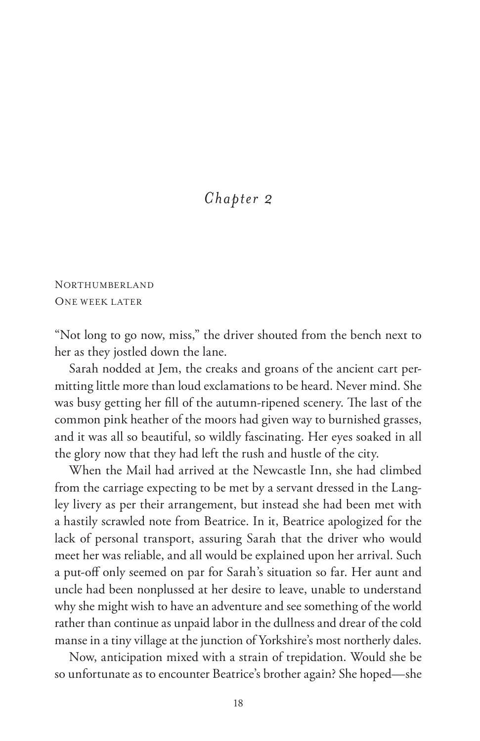# *Chapter 2*

Northumberland
One week later

"Not long to go now, miss," the driver shouted from the bench next to her as they jostled down the lane.

Sarah nodded at Jem, the creaks and groans of the ancient cart permitting little more than loud exclamations to be heard. Never mind. She was busy getting her fill of the autumn-ripened scenery. The last of the common pink heather of the moors had given way to burnished grasses, and it was all so beautiful, so wildly fascinating. Her eyes soaked in all the glory now that they had left the rush and hustle of the city.

When the Mail had arrived at the Newcastle Inn, she had climbed from the carriage expecting to be met by a servant dressed in the Langley livery as per their arrangement, but instead she had been met with a hastily scrawled note from Beatrice. In it, Beatrice apologized for the lack of personal transport, assuring Sarah that the driver who would meet her was reliable, and all would be explained upon her arrival. Such a put-off only seemed on par for Sarah's situation so far. Her aunt and uncle had been nonplussed at her desire to leave, unable to understand why she might wish to have an adventure and see something of the world rather than continue as unpaid labor in the dullness and drear of the cold manse in a tiny village at the junction of Yorkshire's most northerly dales.

Now, anticipation mixed with a strain of trepidation. Would she be so unfortunate as to encounter Beatrice's brother again? She hoped—she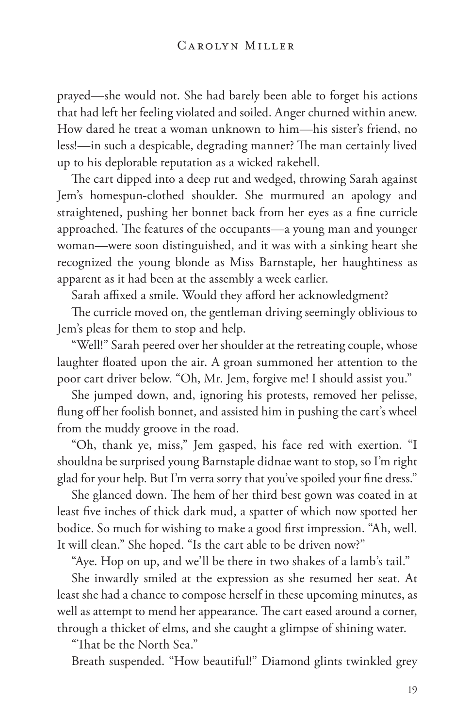prayed—she would not. She had barely been able to forget his actions that had left her feeling violated and soiled. Anger churned within anew. How dared he treat a woman unknown to him—his sister's friend, no less!—in such a despicable, degrading manner? The man certainly lived up to his deplorable reputation as a wicked rakehell.

The cart dipped into a deep rut and wedged, throwing Sarah against Jem's homespun-clothed shoulder. She murmured an apology and straightened, pushing her bonnet back from her eyes as a fine curricle approached. The features of the occupants—a young man and younger woman—were soon distinguished, and it was with a sinking heart she recognized the young blonde as Miss Barnstaple, her haughtiness as apparent as it had been at the assembly a week earlier.

Sarah affixed a smile. Would they afford her acknowledgment?

The curricle moved on, the gentleman driving seemingly oblivious to Jem's pleas for them to stop and help.

"Well!" Sarah peered over her shoulder at the retreating couple, whose laughter floated upon the air. A groan summoned her attention to the poor cart driver below. "Oh, Mr. Jem, forgive me! I should assist you."

She jumped down, and, ignoring his protests, removed her pelisse, flung off her foolish bonnet, and assisted him in pushing the cart's wheel from the muddy groove in the road.

"Oh, thank ye, miss," Jem gasped, his face red with exertion. "I shouldna be surprised young Barnstaple didnae want to stop, so I'm right glad for your help. But I'm verra sorry that you've spoiled your fine dress."

She glanced down. The hem of her third best gown was coated in at least five inches of thick dark mud, a spatter of which now spotted her bodice. So much for wishing to make a good first impression. "Ah, well. It will clean." She hoped. "Is the cart able to be driven now?"

"Aye. Hop on up, and we'll be there in two shakes of a lamb's tail."

She inwardly smiled at the expression as she resumed her seat. At least she had a chance to compose herself in these upcoming minutes, as well as attempt to mend her appearance. The cart eased around a corner, through a thicket of elms, and she caught a glimpse of shining water.

"That be the North Sea."

Breath suspended. "How beautiful!" Diamond glints twinkled grey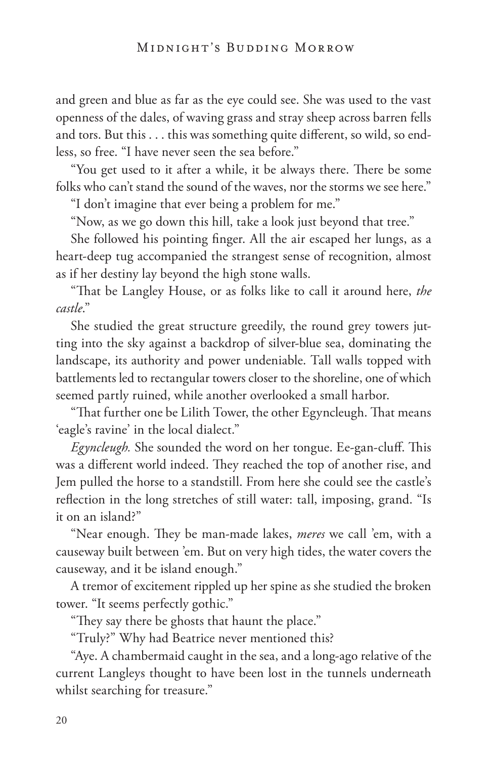and green and blue as far as the eye could see. She was used to the vast openness of the dales, of waving grass and stray sheep across barren fells and tors. But this . . . this was something quite different, so wild, so endless, so free. "I have never seen the sea before."

"You get used to it after a while, it be always there. There be some folks who can't stand the sound of the waves, nor the storms we see here."

"I don't imagine that ever being a problem for me."

"Now, as we go down this hill, take a look just beyond that tree."

She followed his pointing finger. All the air escaped her lungs, as a heart-deep tug accompanied the strangest sense of recognition, almost as if her destiny lay beyond the high stone walls.

"That be Langley House, or as folks like to call it around here, *the castle*."

She studied the great structure greedily, the round grey towers jutting into the sky against a backdrop of silver-blue sea, dominating the landscape, its authority and power undeniable. Tall walls topped with battlements led to rectangular towers closer to the shoreline, one of which seemed partly ruined, while another overlooked a small harbor.

"That further one be Lilith Tower, the other Egyncleugh. That means 'eagle's ravine' in the local dialect."

*Egyncleugh.* She sounded the word on her tongue. Ee-gan-cluff. This was a different world indeed. They reached the top of another rise, and Jem pulled the horse to a standstill. From here she could see the castle's reflection in the long stretches of still water: tall, imposing, grand. "Is it on an island?"

"Near enough. They be man-made lakes, *meres* we call 'em, with a causeway built between 'em. But on very high tides, the water covers the causeway, and it be island enough."

A tremor of excitement rippled up her spine as she studied the broken tower. "It seems perfectly gothic."

"They say there be ghosts that haunt the place."

"Truly?" Why had Beatrice never mentioned this?

"Aye. A chambermaid caught in the sea, and a long-ago relative of the current Langleys thought to have been lost in the tunnels underneath whilst searching for treasure."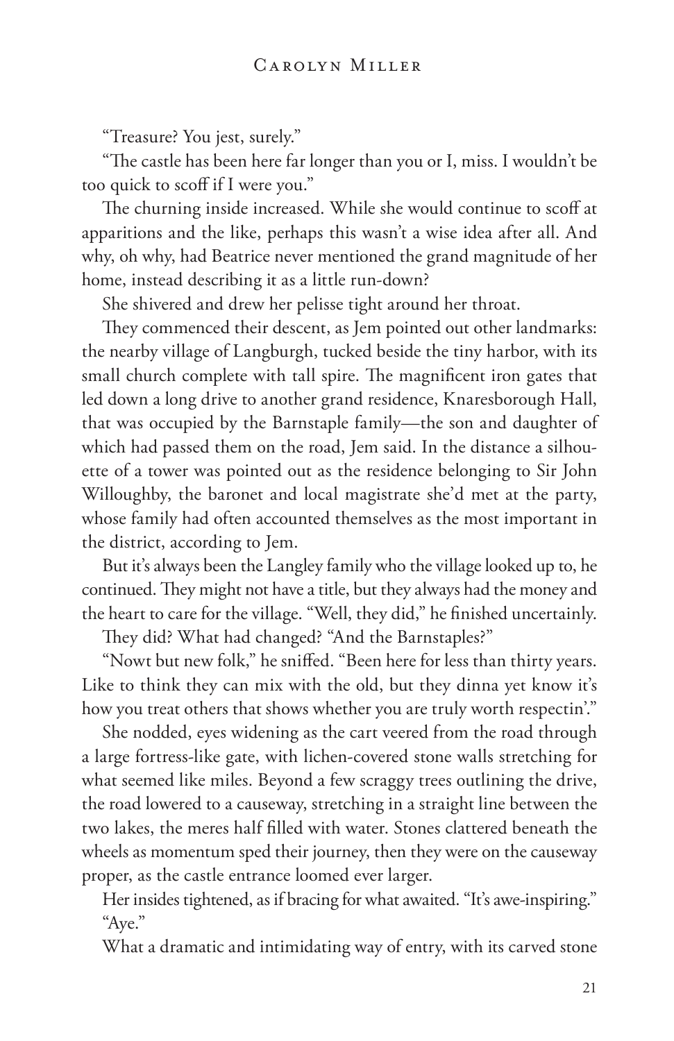"Treasure? You jest, surely."

"The castle has been here far longer than you or I, miss. I wouldn't be too quick to scoff if I were you."

The churning inside increased. While she would continue to scoff at apparitions and the like, perhaps this wasn't a wise idea after all. And why, oh why, had Beatrice never mentioned the grand magnitude of her home, instead describing it as a little run-down?

She shivered and drew her pelisse tight around her throat.

They commenced their descent, as Jem pointed out other landmarks: the nearby village of Langburgh, tucked beside the tiny harbor, with its small church complete with tall spire. The magnificent iron gates that led down a long drive to another grand residence, Knaresborough Hall, that was occupied by the Barnstaple family—the son and daughter of which had passed them on the road, Jem said. In the distance a silhouette of a tower was pointed out as the residence belonging to Sir John Willoughby, the baronet and local magistrate she'd met at the party, whose family had often accounted themselves as the most important in the district, according to Jem.

But it's always been the Langley family who the village looked up to, he continued. They might not have a title, but they always had the money and the heart to care for the village. "Well, they did," he finished uncertainly.

They did? What had changed? "And the Barnstaples?"

"Nowt but new folk," he sniffed. "Been here for less than thirty years. Like to think they can mix with the old, but they dinna yet know it's how you treat others that shows whether you are truly worth respectin'."

She nodded, eyes widening as the cart veered from the road through a large fortress-like gate, with lichen-covered stone walls stretching for what seemed like miles. Beyond a few scraggy trees outlining the drive, the road lowered to a causeway, stretching in a straight line between the two lakes, the meres half filled with water. Stones clattered beneath the wheels as momentum sped their journey, then they were on the causeway proper, as the castle entrance loomed ever larger.

Her insides tightened, as if bracing for what awaited. "It's awe-inspiring."

"Aye."

What a dramatic and intimidating way of entry, with its carved stone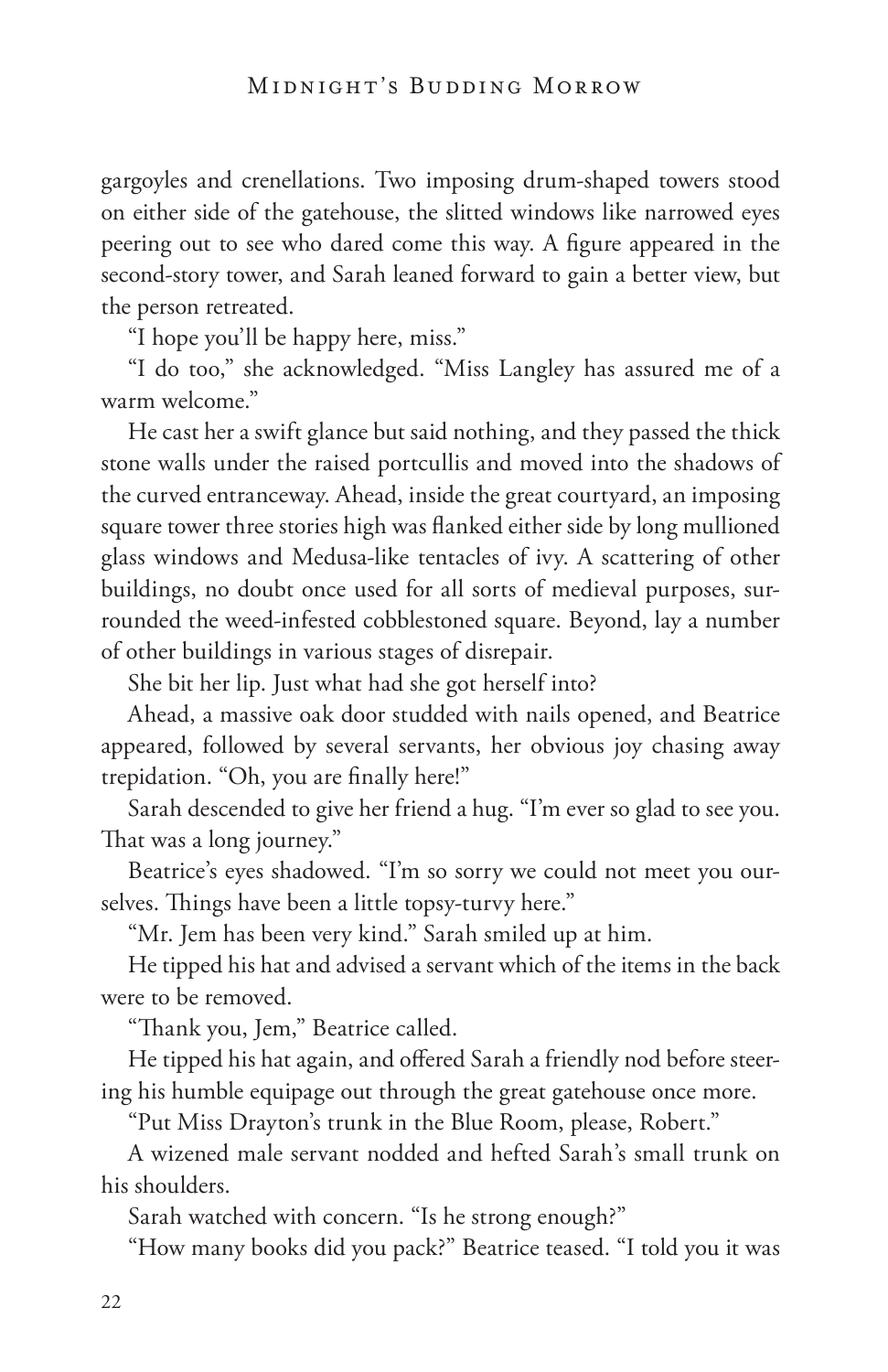gargoyles and crenellations. Two imposing drum-shaped towers stood on either side of the gatehouse, the slitted windows like narrowed eyes peering out to see who dared come this way. A figure appeared in the second-story tower, and Sarah leaned forward to gain a better view, but the person retreated.

"I hope you'll be happy here, miss."

"I do too," she acknowledged. "Miss Langley has assured me of a warm welcome."

He cast her a swift glance but said nothing, and they passed the thick stone walls under the raised portcullis and moved into the shadows of the curved entranceway. Ahead, inside the great courtyard, an imposing square tower three stories high was flanked either side by long mullioned glass windows and Medusa-like tentacles of ivy. A scattering of other buildings, no doubt once used for all sorts of medieval purposes, surrounded the weed-infested cobblestoned square. Beyond, lay a number of other buildings in various stages of disrepair.

She bit her lip. Just what had she got herself into?

Ahead, a massive oak door studded with nails opened, and Beatrice appeared, followed by several servants, her obvious joy chasing away trepidation. "Oh, you are finally here!"

Sarah descended to give her friend a hug. "I'm ever so glad to see you. That was a long journey."

Beatrice's eyes shadowed. "I'm so sorry we could not meet you ourselves. Things have been a little topsy-turvy here."

"Mr. Jem has been very kind." Sarah smiled up at him.

He tipped his hat and advised a servant which of the items in the back were to be removed.

"Thank you, Jem," Beatrice called.

He tipped his hat again, and offered Sarah a friendly nod before steering his humble equipage out through the great gatehouse once more.

"Put Miss Drayton's trunk in the Blue Room, please, Robert."

A wizened male servant nodded and hefted Sarah's small trunk on his shoulders.

Sarah watched with concern. "Is he strong enough?"

"How many books did you pack?" Beatrice teased. "I told you it was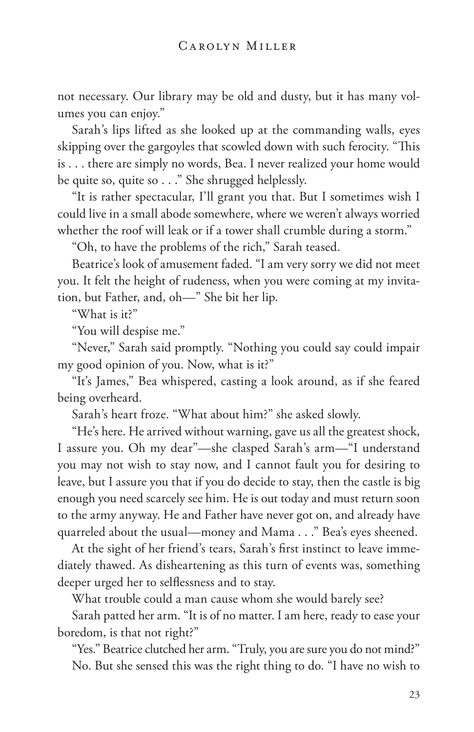not necessary. Our library may be old and dusty, but it has many volumes you can enjoy."

Sarah's lips lifted as she looked up at the commanding walls, eyes skipping over the gargoyles that scowled down with such ferocity. "This is . . . there are simply no words, Bea. I never realized your home would be quite so, quite so . . ." She shrugged helplessly.

"It is rather spectacular, I'll grant you that. But I sometimes wish I could live in a small abode somewhere, where we weren't always worried whether the roof will leak or if a tower shall crumble during a storm."

"Oh, to have the problems of the rich," Sarah teased.

Beatrice's look of amusement faded. "I am very sorry we did not meet you. It felt the height of rudeness, when you were coming at my invitation, but Father, and, oh—" She bit her lip.

"What is it?"

"You will despise me."

"Never," Sarah said promptly. "Nothing you could say could impair my good opinion of you. Now, what is it?"

"It's James," Bea whispered, casting a look around, as if she feared being overheard.

Sarah's heart froze. "What about him?" she asked slowly.

"He's here. He arrived without warning, gave us all the greatest shock, I assure you. Oh my dear"—she clasped Sarah's arm—"I understand you may not wish to stay now, and I cannot fault you for desiring to leave, but I assure you that if you do decide to stay, then the castle is big enough you need scarcely see him. He is out today and must return soon to the army anyway. He and Father have never got on, and already have quarreled about the usual—money and Mama . . ." Bea's eyes sheened.

At the sight of her friend's tears, Sarah's first instinct to leave immediately thawed. As disheartening as this turn of events was, something deeper urged her to selflessness and to stay.

What trouble could a man cause whom she would barely see?

Sarah patted her arm. "It is of no matter. I am here, ready to ease your boredom, is that not right?"

"Yes." Beatrice clutched her arm. "Truly, you are sure you do not mind?"

No. But she sensed this was the right thing to do. "I have no wish to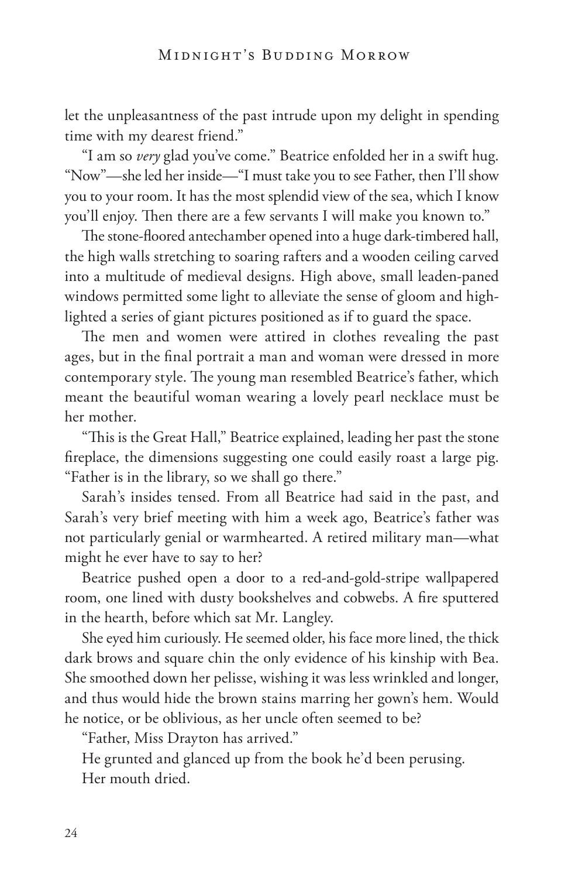let the unpleasantness of the past intrude upon my delight in spending time with my dearest friend."

"I am so *very* glad you've come." Beatrice enfolded her in a swift hug. "Now"—she led her inside—"I must take you to see Father, then I'll show you to your room. It has the most splendid view of the sea, which I know you'll enjoy. Then there are a few servants I will make you known to."

The stone-floored antechamber opened into a huge dark-timbered hall, the high walls stretching to soaring rafters and a wooden ceiling carved into a multitude of medieval designs. High above, small leaden-paned windows permitted some light to alleviate the sense of gloom and highlighted a series of giant pictures positioned as if to guard the space.

The men and women were attired in clothes revealing the past ages, but in the final portrait a man and woman were dressed in more contemporary style. The young man resembled Beatrice's father, which meant the beautiful woman wearing a lovely pearl necklace must be her mother.

"This is the Great Hall," Beatrice explained, leading her past the stone fireplace, the dimensions suggesting one could easily roast a large pig. "Father is in the library, so we shall go there."

Sarah's insides tensed. From all Beatrice had said in the past, and Sarah's very brief meeting with him a week ago, Beatrice's father was not particularly genial or warmhearted. A retired military man—what might he ever have to say to her?

Beatrice pushed open a door to a red-and-gold-stripe wallpapered room, one lined with dusty bookshelves and cobwebs. A fire sputtered in the hearth, before which sat Mr. Langley.

She eyed him curiously. He seemed older, his face more lined, the thick dark brows and square chin the only evidence of his kinship with Bea. She smoothed down her pelisse, wishing it was less wrinkled and longer, and thus would hide the brown stains marring her gown's hem. Would he notice, or be oblivious, as her uncle often seemed to be?

"Father, Miss Drayton has arrived."

He grunted and glanced up from the book he'd been perusing.

Her mouth dried.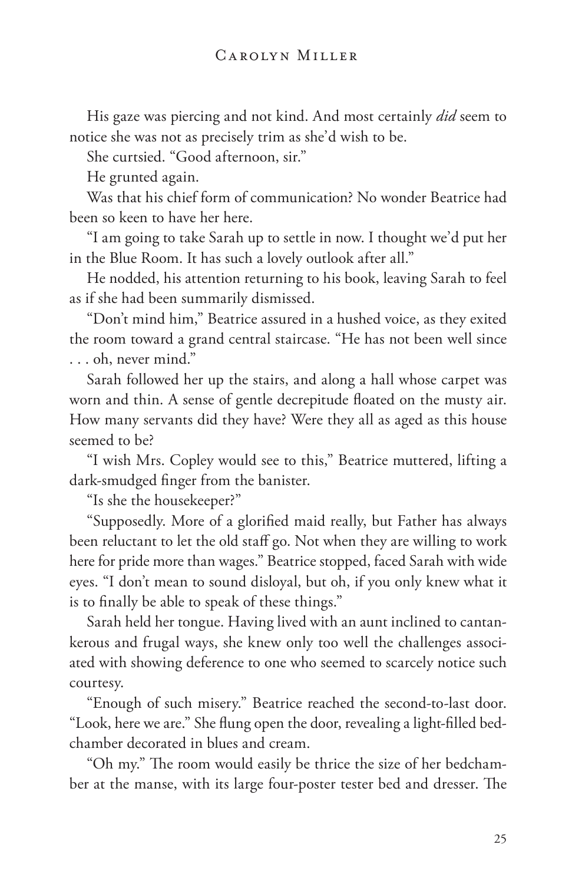His gaze was piercing and not kind. And most certainly *did* seem to notice she was not as precisely trim as she'd wish to be.

She curtsied. "Good afternoon, sir."

He grunted again.

Was that his chief form of communication? No wonder Beatrice had been so keen to have her here.

"I am going to take Sarah up to settle in now. I thought we'd put her in the Blue Room. It has such a lovely outlook after all."

He nodded, his attention returning to his book, leaving Sarah to feel as if she had been summarily dismissed.

"Don't mind him," Beatrice assured in a hushed voice, as they exited the room toward a grand central staircase. "He has not been well since . . . oh, never mind."

Sarah followed her up the stairs, and along a hall whose carpet was worn and thin. A sense of gentle decrepitude floated on the musty air. How many servants did they have? Were they all as aged as this house seemed to be?

"I wish Mrs. Copley would see to this," Beatrice muttered, lifting a dark-smudged finger from the banister.

"Is she the housekeeper?"

"Supposedly. More of a glorified maid really, but Father has always been reluctant to let the old staff go. Not when they are willing to work here for pride more than wages." Beatrice stopped, faced Sarah with wide eyes. "I don't mean to sound disloyal, but oh, if you only knew what it is to finally be able to speak of these things."

Sarah held her tongue. Having lived with an aunt inclined to cantankerous and frugal ways, she knew only too well the challenges associated with showing deference to one who seemed to scarcely notice such courtesy.

"Enough of such misery." Beatrice reached the second-to-last door. "Look, here we are." She flung open the door, revealing a light-filled bedchamber decorated in blues and cream.

"Oh my." The room would easily be thrice the size of her bedchamber at the manse, with its large four-poster tester bed and dresser. The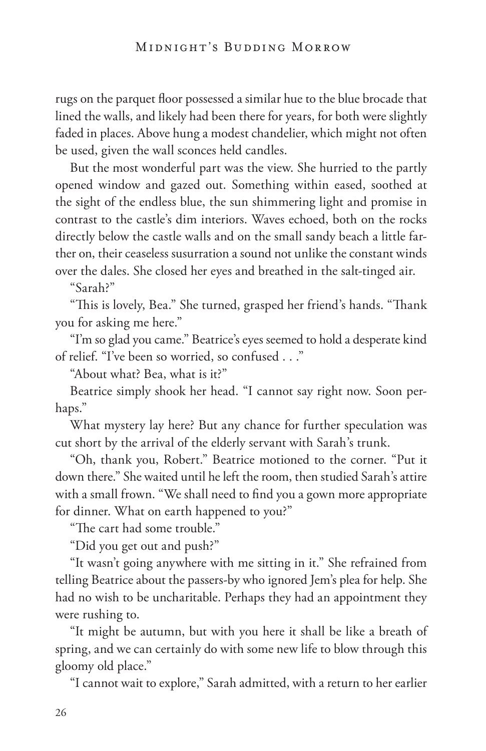rugs on the parquet floor possessed a similar hue to the blue brocade that lined the walls, and likely had been there for years, for both were slightly faded in places. Above hung a modest chandelier, which might not often be used, given the wall sconces held candles.

But the most wonderful part was the view. She hurried to the partly opened window and gazed out. Something within eased, soothed at the sight of the endless blue, the sun shimmering light and promise in contrast to the castle's dim interiors. Waves echoed, both on the rocks directly below the castle walls and on the small sandy beach a little farther on, their ceaseless susurration a sound not unlike the constant winds over the dales. She closed her eyes and breathed in the salt-tinged air.

"Sarah?"

"This is lovely, Bea." She turned, grasped her friend's hands. "Thank you for asking me here."

"I'm so glad you came." Beatrice's eyes seemed to hold a desperate kind of relief. "I've been so worried, so confused . . ."

"About what? Bea, what is it?"

Beatrice simply shook her head. "I cannot say right now. Soon perhaps."

What mystery lay here? But any chance for further speculation was cut short by the arrival of the elderly servant with Sarah's trunk.

"Oh, thank you, Robert." Beatrice motioned to the corner. "Put it down there." She waited until he left the room, then studied Sarah's attire with a small frown. "We shall need to find you a gown more appropriate for dinner. What on earth happened to you?"

"The cart had some trouble."

"Did you get out and push?"

"It wasn't going anywhere with me sitting in it." She refrained from telling Beatrice about the passers-by who ignored Jem's plea for help. She had no wish to be uncharitable. Perhaps they had an appointment they were rushing to.

"It might be autumn, but with you here it shall be like a breath of spring, and we can certainly do with some new life to blow through this gloomy old place."

"I cannot wait to explore," Sarah admitted, with a return to her earlier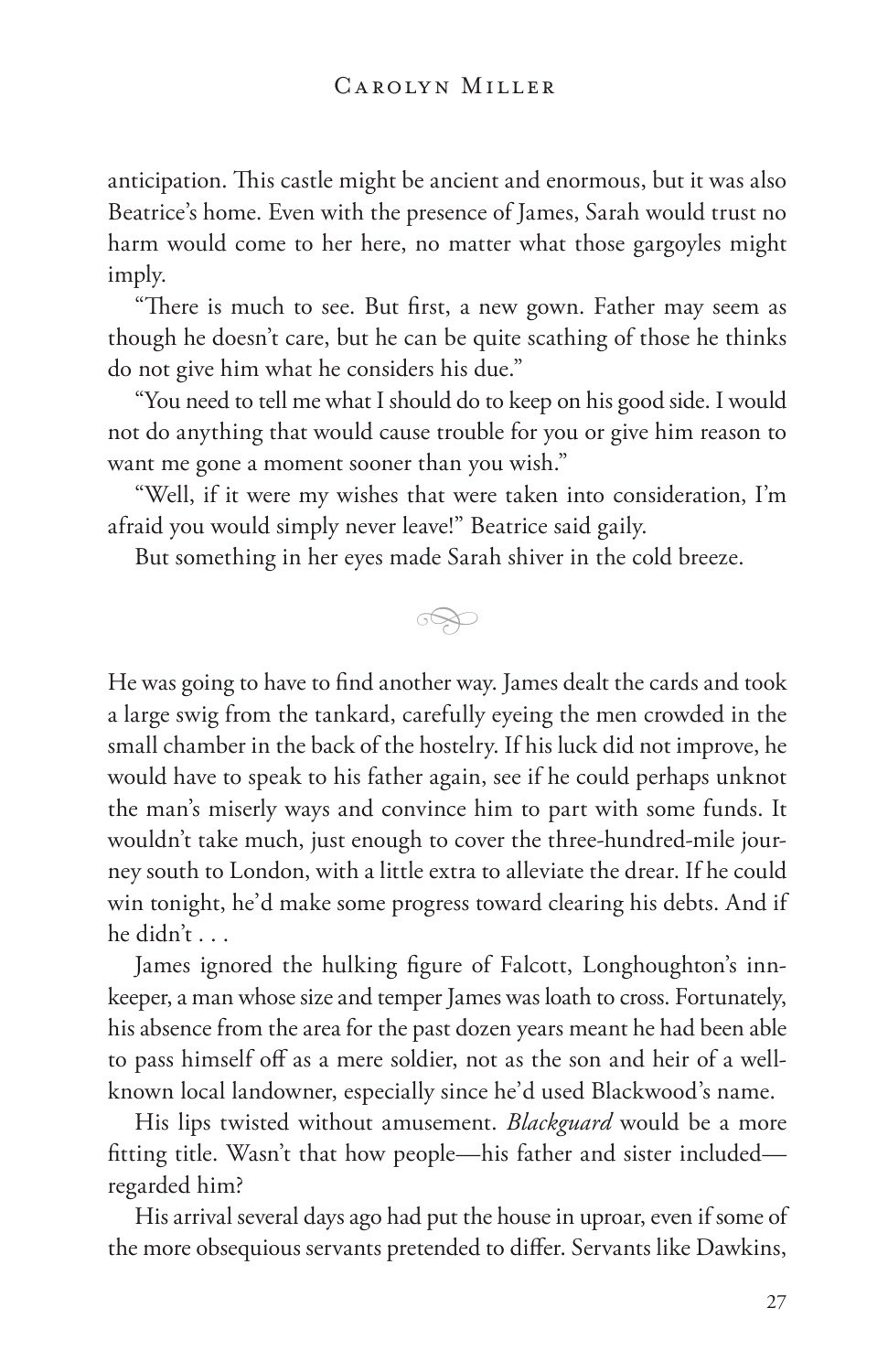anticipation. This castle might be ancient and enormous, but it was also Beatrice's home. Even with the presence of James, Sarah would trust no harm would come to her here, no matter what those gargoyles might imply.

"There is much to see. But first, a new gown. Father may seem as though he doesn't care, but he can be quite scathing of those he thinks do not give him what he considers his due."

"You need to tell me what I should do to keep on his good side. I would not do anything that would cause trouble for you or give him reason to want me gone a moment sooner than you wish."

"Well, if it were my wishes that were taken into consideration, I'm afraid you would simply never leave!" Beatrice said gaily.

But something in her eyes made Sarah shiver in the cold breeze.

---

He was going to have to find another way. James dealt the cards and took a large swig from the tankard, carefully eyeing the men crowded in the small chamber in the back of the hostelry. If his luck did not improve, he would have to speak to his father again, see if he could perhaps unknot the man's miserly ways and convince him to part with some funds. It wouldn't take much, just enough to cover the three-hundred-mile journey south to London, with a little extra to alleviate the drear. If he could win tonight, he'd make some progress toward clearing his debts. And if he didn't . . .

James ignored the hulking figure of Falcott, Longhoughton's innkeeper, a man whose size and temper James was loath to cross. Fortunately, his absence from the area for the past dozen years meant he had been able to pass himself off as a mere soldier, not as the son and heir of a well-known local landowner, especially since he'd used Blackwood's name.

His lips twisted without amusement. *Blackguard* would be a more fitting title. Wasn't that how people—his father and sister included—regarded him?

His arrival several days ago had put the house in uproar, even if some of the more obsequious servants pretended to differ. Servants like Dawkins,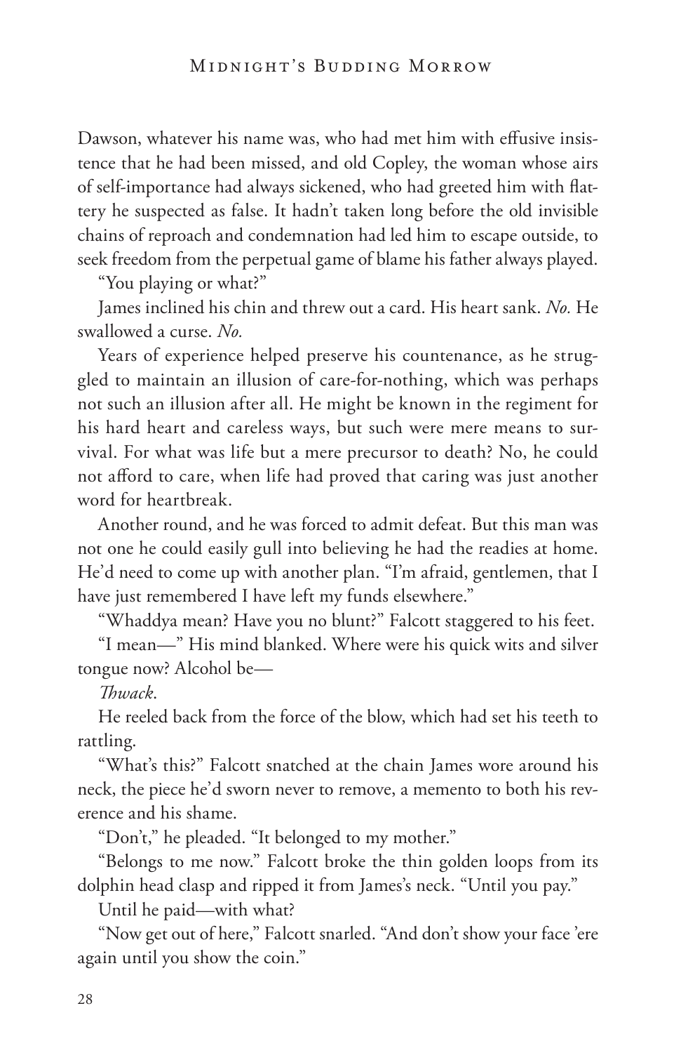Dawson, whatever his name was, who had met him with effusive insistence that he had been missed, and old Copley, the woman whose airs of self-importance had always sickened, who had greeted him with flattery he suspected as false. It hadn't taken long before the old invisible chains of reproach and condemnation had led him to escape outside, to seek freedom from the perpetual game of blame his father always played.

"You playing or what?"

James inclined his chin and threw out a card. His heart sank. *No.* He swallowed a curse. *No.*

Years of experience helped preserve his countenance, as he struggled to maintain an illusion of care-for-nothing, which was perhaps not such an illusion after all. He might be known in the regiment for his hard heart and careless ways, but such were mere means to survival. For what was life but a mere precursor to death? No, he could not afford to care, when life had proved that caring was just another word for heartbreak.

Another round, and he was forced to admit defeat. But this man was not one he could easily gull into believing he had the readies at home. He'd need to come up with another plan. "I'm afraid, gentlemen, that I have just remembered I have left my funds elsewhere."

"Whaddya mean? Have you no blunt?" Falcott staggered to his feet.

"I mean—" His mind blanked. Where were his quick wits and silver tongue now? Alcohol be—

*Thwack.*

He reeled back from the force of the blow, which had set his teeth to rattling.

"What's this?" Falcott snatched at the chain James wore around his neck, the piece he'd sworn never to remove, a memento to both his reverence and his shame.

"Don't," he pleaded. "It belonged to my mother."

"Belongs to me now." Falcott broke the thin golden loops from its dolphin head clasp and ripped it from James's neck. "Until you pay."

Until he paid—with what?

"Now get out of here," Falcott snarled. "And don't show your face 'ere again until you show the coin."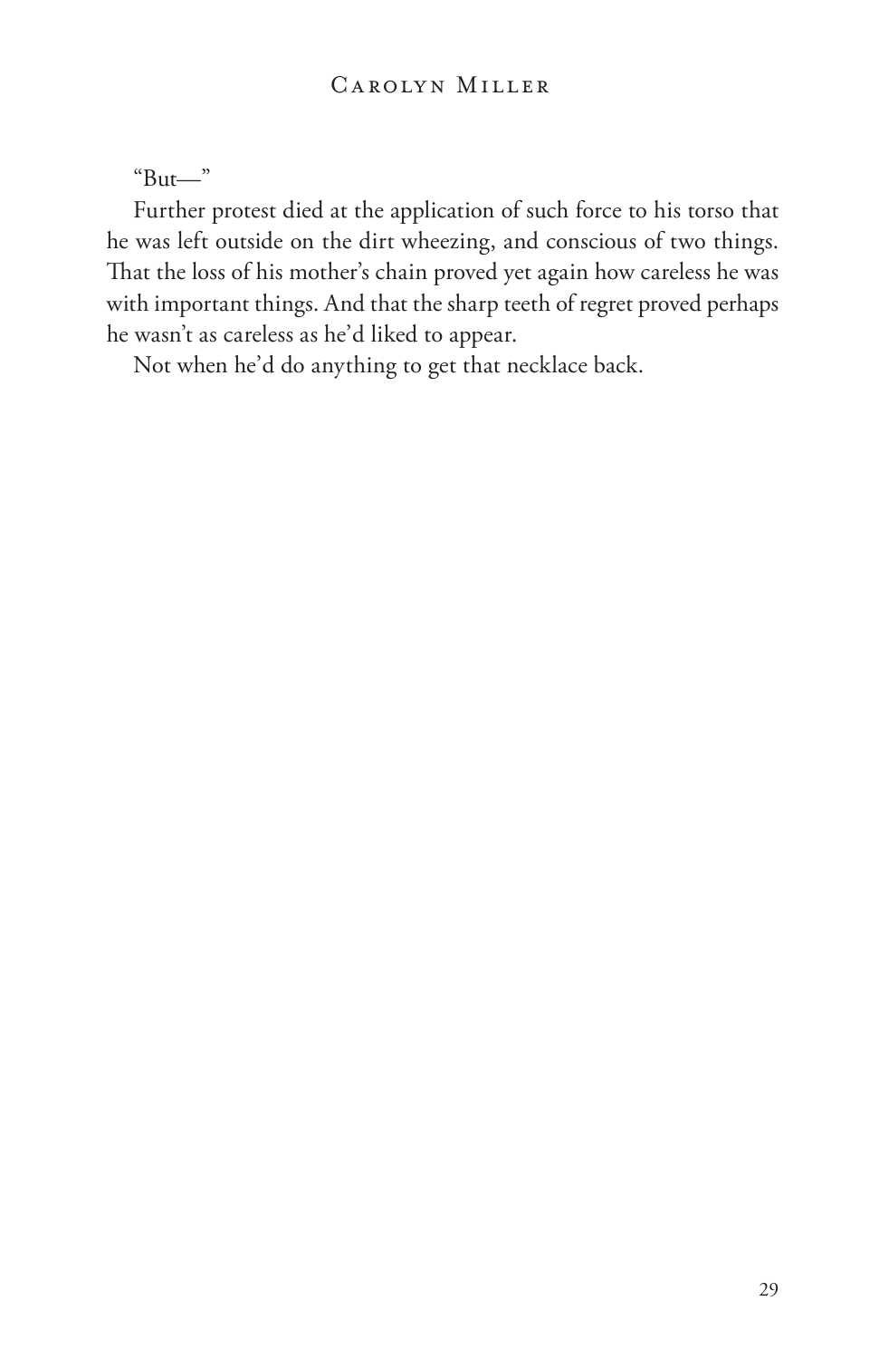"But—"

Further protest died at the application of such force to his torso that he was left outside on the dirt wheezing, and conscious of two things. That the loss of his mother's chain proved yet again how careless he was with important things. And that the sharp teeth of regret proved perhaps he wasn't as careless as he'd liked to appear.

Not when he'd do anything to get that necklace back.